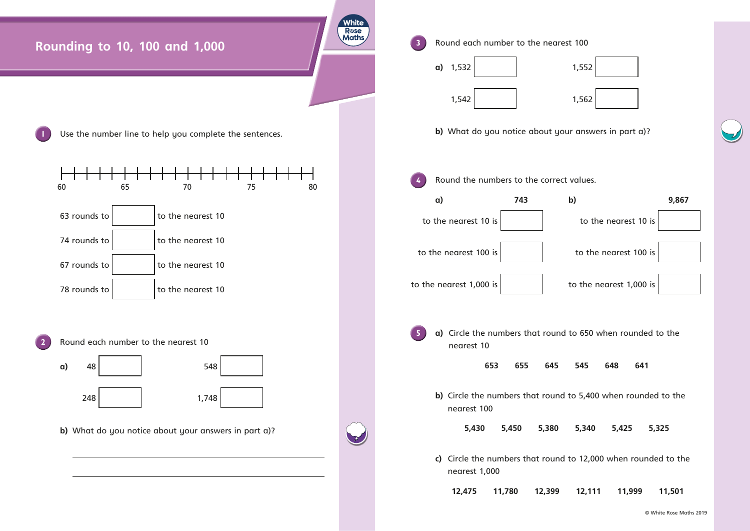# Rounding to 10, 100 and 1,000

**1** Use the number line to help you complete the sentences.

60 65 70 75 80

63 rounds to ☐ to the nearest 10

74 rounds to ☐ to the nearest 10

67 rounds to ☐ to the nearest 10

78 rounds to ☐ to the nearest 10

**2** Round each number to the nearest 10

**a)** 48 ☐ 548 ☐

248 ☐ 1,748 ☐

**b)** What do you notice about your answers in part a)?

___

___

**3** Round each number to the nearest 100

**a)** 1,532 ☐ 1,552 ☐

1,542 ☐ 1,562 ☐

**b)** What do you notice about your answers in part a)?

**4** Round the numbers to the correct values.

**a)** **743**

to the nearest 10 is ☐

to the nearest 100 is ☐

to the nearest 1,000 is ☐

**b)** **9,867**

to the nearest 10 is ☐

to the nearest 100 is ☐

to the nearest 1,000 is ☐

**5** **a)** Circle the numbers that round to 650 when rounded to the nearest 10

**653** **655** **645** **545** **648** **641**

**b)** Circle the numbers that round to 5,400 when rounded to the nearest 100

**5,430** **5,450** **5,380** **5,340** **5,425** **5,325**

**c)** Circle the numbers that round to 12,000 when rounded to the nearest 1,000

**12,475** **11,780** **12,399** **12,111** **11,999** **11,501**

© White Rose Maths 2019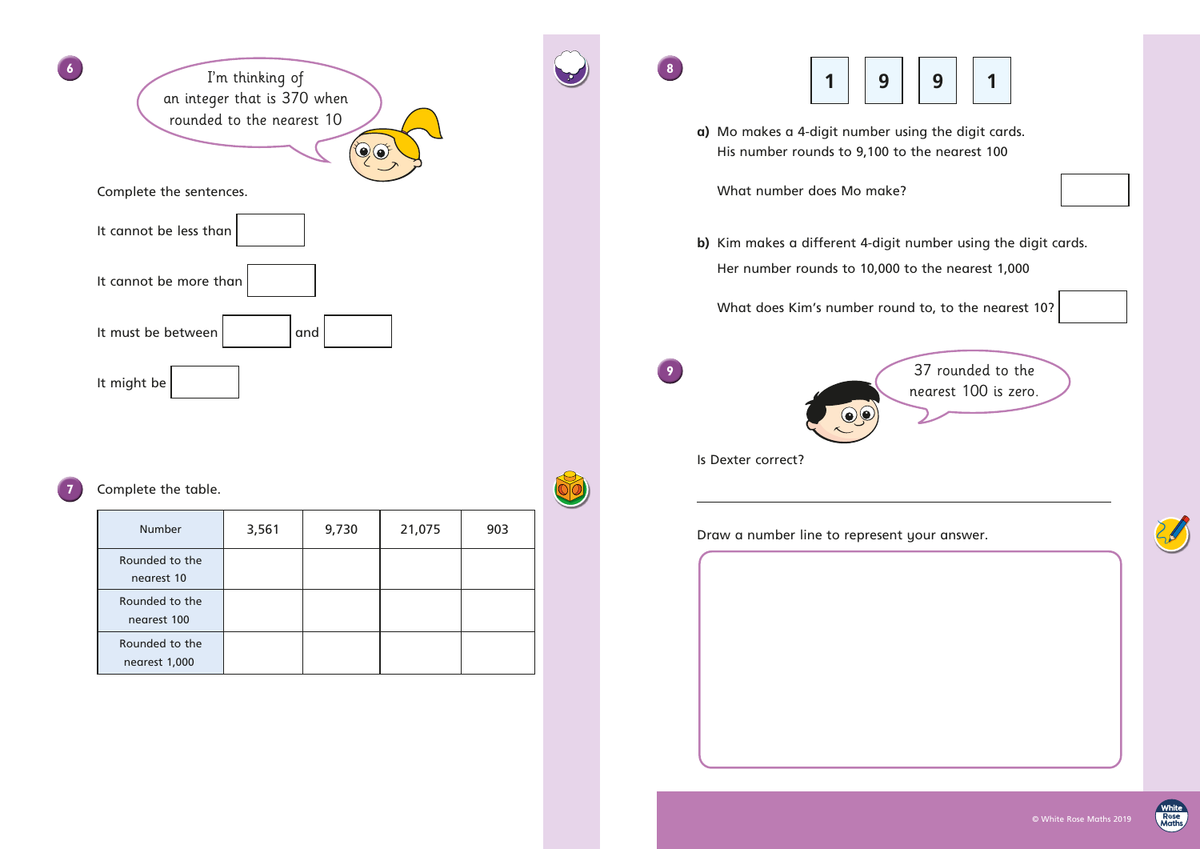**6**

I'm thinking of an integer that is 370 when rounded to the nearest 10

Complete the sentences.

It cannot be less than ______

It cannot be more than ______

It must be between ______ and ______

It might be ______

**7** Complete the table.

| Number | 3,561 | 9,730 | 21,075 | 903 |
|---|---|---|---|---|
| Rounded to the nearest 10 | | | | |
| Rounded to the nearest 100 | | | | |
| Rounded to the nearest 1,000 | | | | |

**8**

1 9 9 1

**a)** Mo makes a 4-digit number using the digit cards.
His number rounds to 9,100 to the nearest 100

What number does Mo make? ______

**b)** Kim makes a different 4-digit number using the digit cards.
Her number rounds to 10,000 to the nearest 1,000

What does Kim's number round to, to the nearest 10? ______

**9**

37 rounded to the nearest 100 is zero.

Is Dexter correct?

______________________________

Draw a number line to represent your answer.

© White Rose Maths 2019